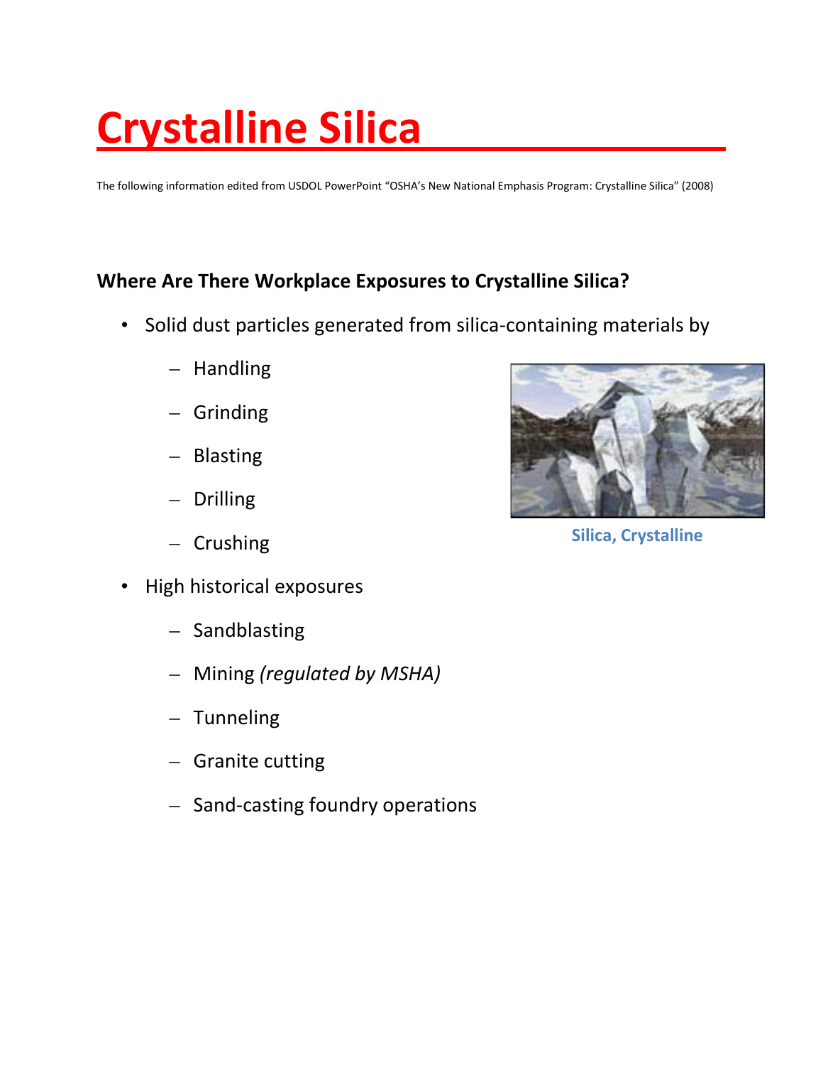# Crystalline Silica

The following information edited from USDOL PowerPoint "OSHA's New National Emphasis Program: Crystalline Silica" (2008)

### Where Are There Workplace Exposures to Crystalline Silica?

- Solid dust particles generated from silica-containing materials by
  - Handling
  - Grinding
  - Blasting
  - Drilling
  - Crushing
- High historical exposures
  - Sandblasting
  - Mining *(regulated by MSHA)*
  - Tunneling
  - Granite cutting
  - Sand-casting foundry operations

**Silica, Crystalline**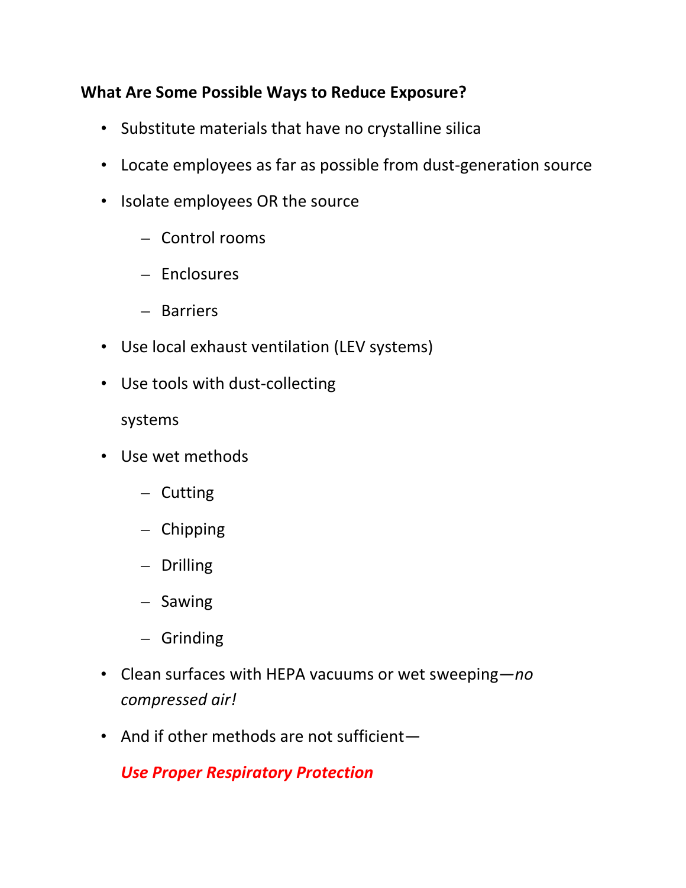**What Are Some Possible Ways to Reduce Exposure?**

- Substitute materials that have no crystalline silica
- Locate employees as far as possible from dust-generation source
- Isolate employees OR the source
  - Control rooms
  - Enclosures
  - Barriers
- Use local exhaust ventilation (LEV systems)
- Use tools with dust-collecting systems
- Use wet methods
  - Cutting
  - Chipping
  - Drilling
  - Sawing
  - Grinding
- Clean surfaces with HEPA vacuums or wet sweeping—*no compressed air!*
- And if other methods are not sufficient—

  ***Use Proper Respiratory Protection***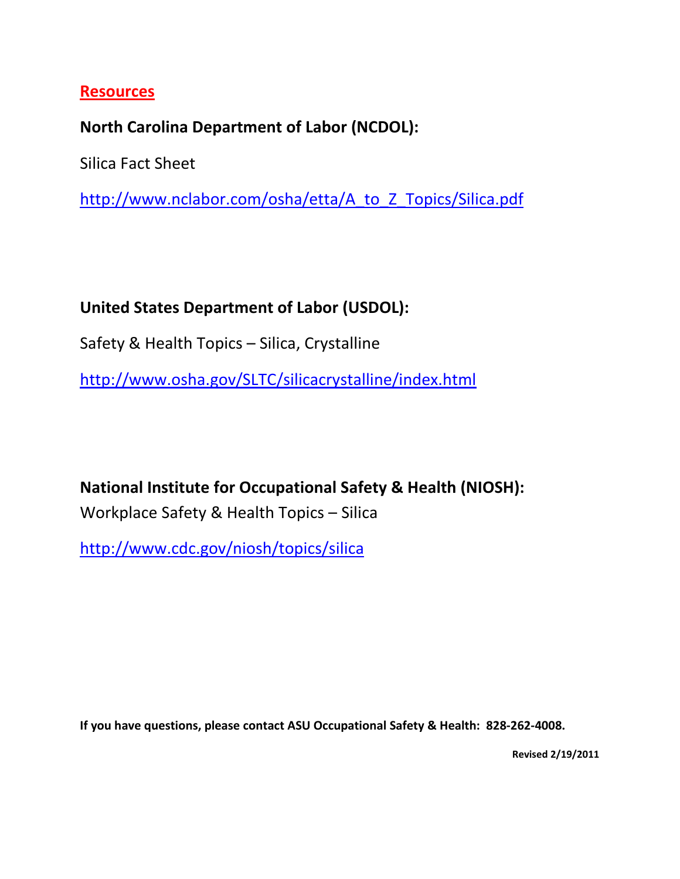## Resources

**North Carolina Department of Labor (NCDOL):**

Silica Fact Sheet

http://www.nclabor.com/osha/etta/A_to_Z_Topics/Silica.pdf

**United States Department of Labor (USDOL):**

Safety & Health Topics – Silica, Crystalline

http://www.osha.gov/SLTC/silicacrystalline/index.html

**National Institute for Occupational Safety & Health (NIOSH):**

Workplace Safety & Health Topics – Silica

http://www.cdc.gov/niosh/topics/silica

**If you have questions, please contact ASU Occupational Safety & Health: 828-262-4008.**

**Revised 2/19/2011**